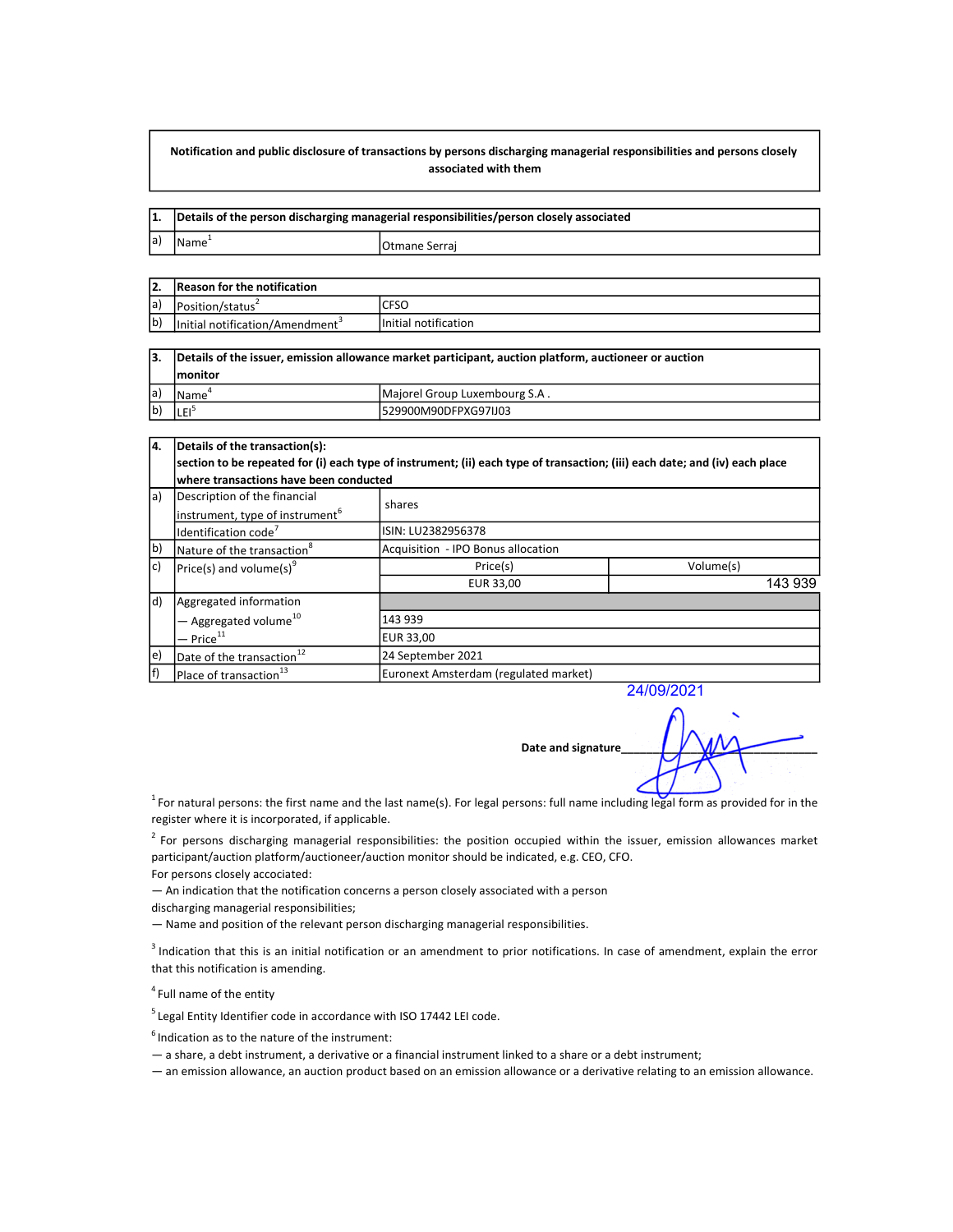**Notification and public disclosure of transactions by persons discharging managerial responsibilities and persons closely associated with them**

| 1. | Details of the person discharging managerial responsibilities/person closely associated | |
|---|---|---|
| a) | Name[1] | Otmane Serraj |

| 2. | Reason for the notification | |
|---|---|---|
| a) | Position/status[2] | CFSO |
| b) | Initial notification/Amendment[3] | Initial notification |

| 3. | Details of the issuer, emission allowance market participant, auction platform, auctioneer or auction monitor | |
|---|---|---|
| a) | Name[4] | Majorel Group Luxembourg S.A . |
| b) | LEI[5] | 529900M90DFPXG97IJ03 |

| 4. | Details of the transaction(s): section to be repeated for (i) each type of instrument; (ii) each type of transaction; (iii) each date; and (iv) each place where transactions have been conducted | | |
|---|---|---|---|
| a) | Description of the financial instrument, type of instrument[6] | shares | |
| | Identification code[7] | ISIN: LU2382956378 | |
| b) | Nature of the transaction[8] | Acquisition - IPO Bonus allocation | |
| c) | Price(s) and volume(s)[9] | Price(s) | Volume(s) |
| | | EUR 33,00 | 143 939 |
| d) | Aggregated information | | |
| | — Aggregated volume[10] | 143 939 | |
| | — Price[11] | EUR 33,00 | |
| e) | Date of the transaction[12] | 24 September 2021 | |
| f) | Place of transaction[13] | Euronext Amsterdam (regulated market) | |

24/09/2021

**Date and signature**\_\_\_\_\_\_\_\_\_\_\_\_\_\_\_\_\_\_\_\_\_\_\_\_\_\_\_\_\_\_\_\_

[1] For natural persons: the first name and the last name(s). For legal persons: full name including legal form as provided for in the register where it is incorporated, if applicable.

[2] For persons discharging managerial responsibilities: the position occupied within the issuer, emission allowances market participant/auction platform/auctioneer/auction monitor should be indicated, e.g. CEO, CFO.
For persons closely accociated:
— An indication that the notification concerns a person closely associated with a person discharging managerial responsibilities;
— Name and position of the relevant person discharging managerial responsibilities.

[3] Indication that this is an initial notification or an amendment to prior notifications. In case of amendment, explain the error that this notification is amending.

[4] Full name of the entity

[5] Legal Entity Identifier code in accordance with ISO 17442 LEI code.

[6] Indication as to the nature of the instrument:
— a share, a debt instrument, a derivative or a financial instrument linked to a share or a debt instrument;
— an emission allowance, an auction product based on an emission allowance or a derivative relating to an emission allowance.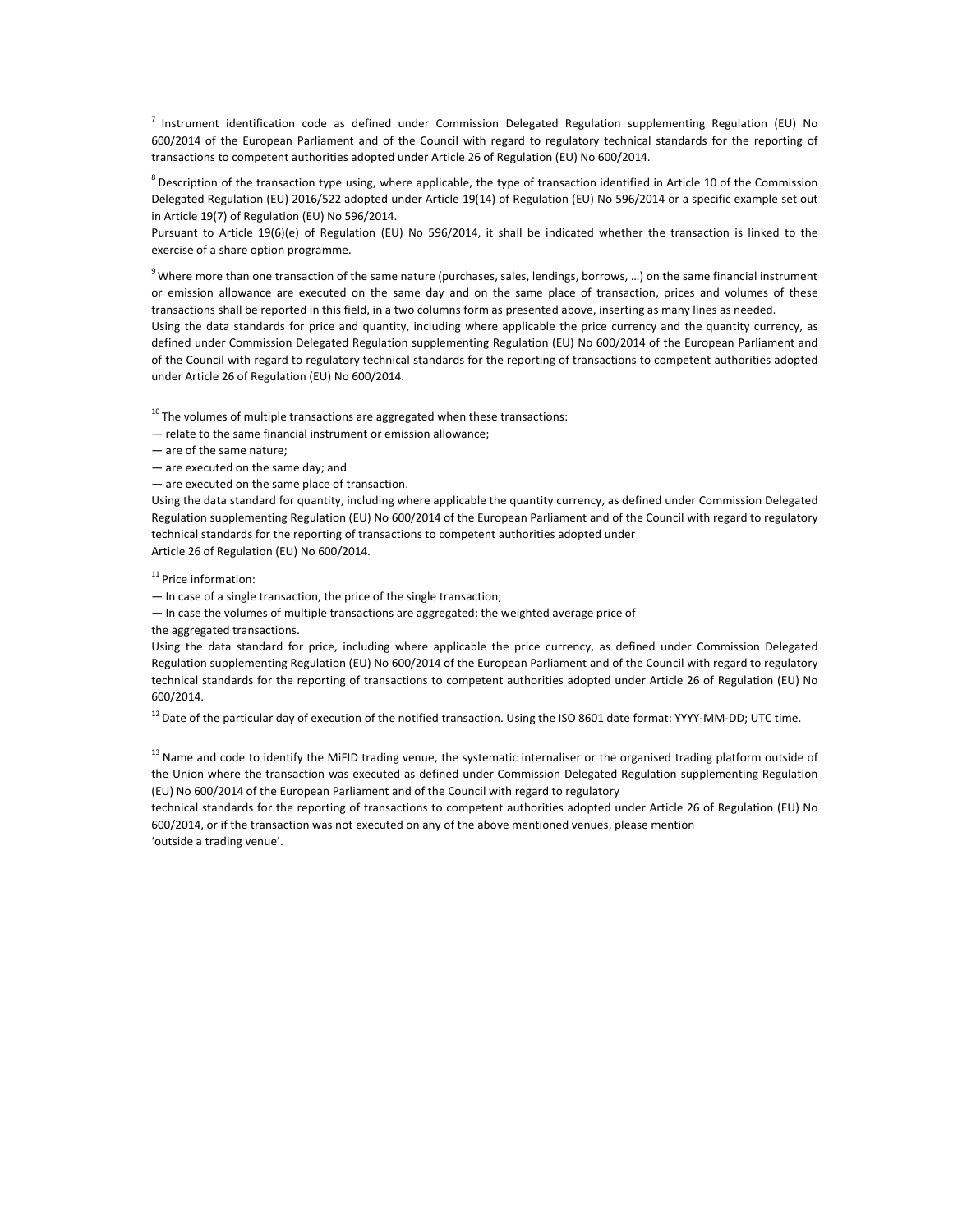[7] Instrument identification code as defined under Commission Delegated Regulation supplementing Regulation (EU) No 600/2014 of the European Parliament and of the Council with regard to regulatory technical standards for the reporting of transactions to competent authorities adopted under Article 26 of Regulation (EU) No 600/2014.

[8] Description of the transaction type using, where applicable, the type of transaction identified in Article 10 of the Commission Delegated Regulation (EU) 2016/522 adopted under Article 19(14) of Regulation (EU) No 596/2014 or a specific example set out in Article 19(7) of Regulation (EU) No 596/2014.

Pursuant to Article 19(6)(e) of Regulation (EU) No 596/2014, it shall be indicated whether the transaction is linked to the exercise of a share option programme.

[9] Where more than one transaction of the same nature (purchases, sales, lendings, borrows, …) on the same financial instrument or emission allowance are executed on the same day and on the same place of transaction, prices and volumes of these transactions shall be reported in this field, in a two columns form as presented above, inserting as many lines as needed.

Using the data standards for price and quantity, including where applicable the price currency and the quantity currency, as defined under Commission Delegated Regulation supplementing Regulation (EU) No 600/2014 of the European Parliament and of the Council with regard to regulatory technical standards for the reporting of transactions to competent authorities adopted under Article 26 of Regulation (EU) No 600/2014.

[10] The volumes of multiple transactions are aggregated when these transactions:

— relate to the same financial instrument or emission allowance;

— are of the same nature;

— are executed on the same day; and

— are executed on the same place of transaction.

Using the data standard for quantity, including where applicable the quantity currency, as defined under Commission Delegated Regulation supplementing Regulation (EU) No 600/2014 of the European Parliament and of the Council with regard to regulatory technical standards for the reporting of transactions to competent authorities adopted under Article 26 of Regulation (EU) No 600/2014.

[11] Price information:

— In case of a single transaction, the price of the single transaction;

— In case the volumes of multiple transactions are aggregated: the weighted average price of the aggregated transactions.

Using the data standard for price, including where applicable the price currency, as defined under Commission Delegated Regulation supplementing Regulation (EU) No 600/2014 of the European Parliament and of the Council with regard to regulatory technical standards for the reporting of transactions to competent authorities adopted under Article 26 of Regulation (EU) No 600/2014.

[12] Date of the particular day of execution of the notified transaction. Using the ISO 8601 date format: YYYY-MM-DD; UTC time.

[13] Name and code to identify the MiFID trading venue, the systematic internaliser or the organised trading platform outside of the Union where the transaction was executed as defined under Commission Delegated Regulation supplementing Regulation (EU) No 600/2014 of the European Parliament and of the Council with regard to regulatory technical standards for the reporting of transactions to competent authorities adopted under Article 26 of Regulation (EU) No 600/2014, or if the transaction was not executed on any of the above mentioned venues, please mention 'outside a trading venue'.